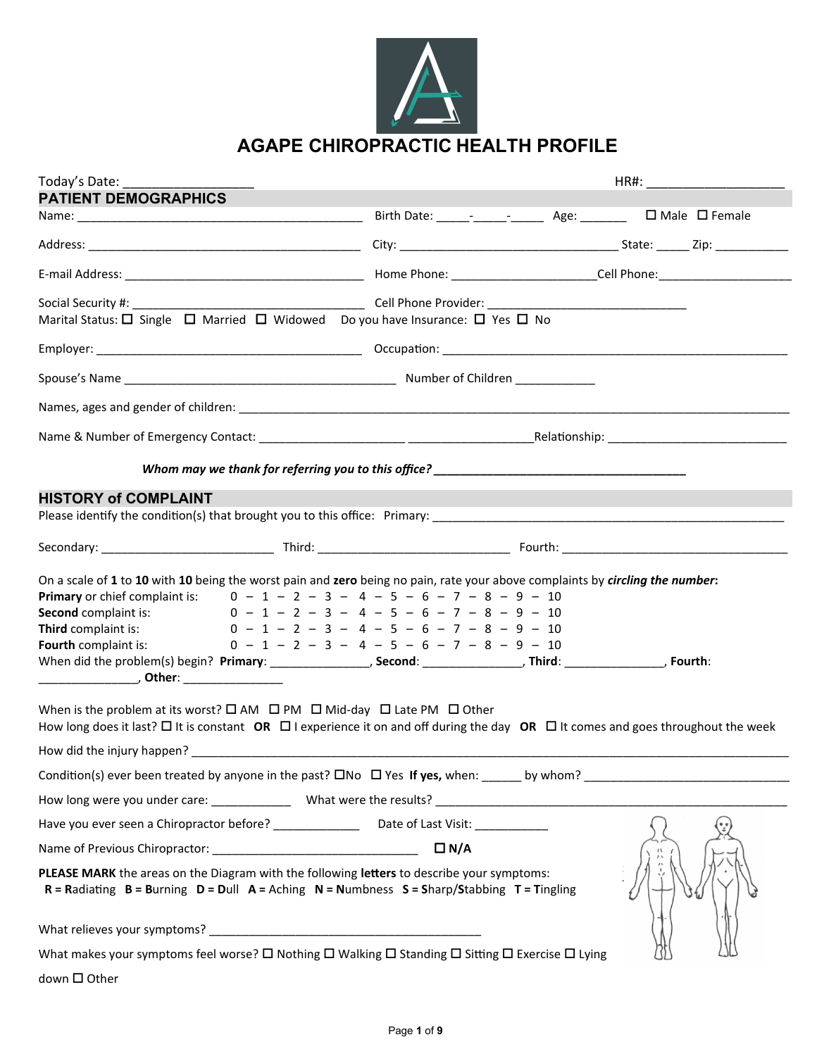# AGAPE CHIROPRACTIC HEALTH PROFILE

Today's Date: _________________ HR#: ___________________

## PATIENT DEMOGRAPHICS

Name: ___________________________________________ Birth Date: _____-_____-_____ Age: _______ ☐ Male ☐ Female

Address: _________________________________________ City: _________________________________ State: _____ Zip: ___________

E-mail Address: ____________________________________ Home Phone: _____________________Cell Phone:____________________

Social Security #: ___________________________________ Cell Phone Provider: ______________________________

Marital Status: ☐ Single ☐ Married ☐ Widowed Do you have Insurance: ☐ Yes ☐ No

Employer: ________________________________________ Occupation: ______________________________________________________

Spouse's Name _________________________________________ Number of Children ____________

Names, ages and gender of children: _____________________________________________________________________________________

Name & Number of Emergency Contact: _____________________ __________________Relationship: ___________________________

***Whom may we thank for referring you to this office? ______________________________________***

## HISTORY of COMPLAINT

Please identify the condition(s) that brought you to this office: Primary: _______________________________________________________

Secondary: __________________________ Third: _____________________________ Fourth: ____________________________________

On a scale of **1** to **10** with **10** being the worst pain and **zero** being no pain, rate your above complaints by ***circling the number*:**

**Primary** or chief complaint is: 0 – 1 – 2 – 3 – 4 – 5 – 6 – 7 – 8 – 9 – 10

**Second** complaint is: 0 – 1 – 2 – 3 – 4 – 5 – 6 – 7 – 8 – 9 – 10

**Third** complaint is: 0 – 1 – 2 – 3 – 4 – 5 – 6 – 7 – 8 – 9 – 10

**Fourth** complaint is: 0 – 1 – 2 – 3 – 4 – 5 – 6 – 7 – 8 – 9 – 10

When did the problem(s) begin? **Primary**: _______________, **Second**: _______________, **Third**: _______________, **Fourth**: _______________, **Other**: _______________

When is the problem at its worst? ☐ AM ☐ PM ☐ Mid-day ☐ Late PM ☐ Other

How long does it last? ☐ It is constant **OR** ☐ I experience it on and off during the day **OR** ☐ It comes and goes throughout the week

How did the injury happen? _______________________________________________________________________________________

Condition(s) ever been treated by anyone in the past? ☐No ☐ Yes **If yes,** when: ______ by whom? ________________________________

How long were you under care: ____________ What were the results? ________________________________________________________

Have you ever seen a Chiropractor before? _____________ Date of Last Visit: ___________

Name of Previous Chiropractor: _______________________________ **☐ N/A**

**PLEASE MARK** the areas on the Diagram with the following **letters** to describe your symptoms:
**R** = **R**adiating **B** = **B**urning **D** = **D**ull **A** = Aching **N** = **N**umbness **S** = **S**harp/**S**tabbing **T** = **T**ingling

What relieves your symptoms? __________________________________________

What makes your symptoms feel worse? ☐ Nothing ☐ Walking ☐ Standing ☐ Sitting ☐ Exercise ☐ Lying down ☐ Other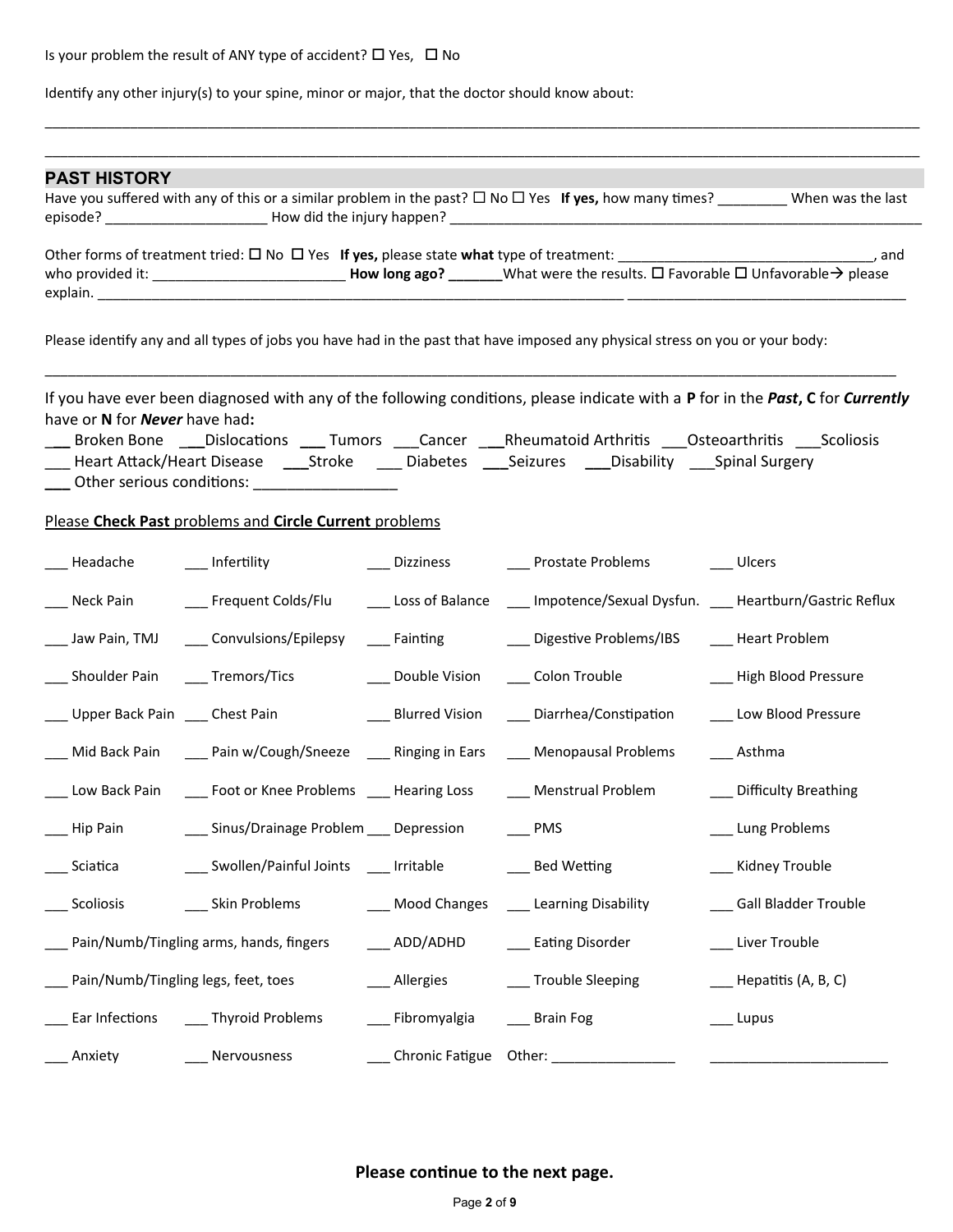Is your problem the result of ANY type of accident? ☐ Yes, ☐ No

Identify any other injury(s) to your spine, minor or major, that the doctor should know about:

___________________________________________________________________________________________________

___________________________________________________________________________________________________

## PAST HISTORY

Have you suffered with any of this or a similar problem in the past? ☐ No ☐ Yes **If yes,** how many times? _________ When was the last episode? ____________________ How did the injury happen? ___________________________________________________________

Other forms of treatment tried: ☐ No ☐ Yes **If yes,** please state **what** type of treatment: _________________________________, and who provided it: ________________________ **How long ago? _______** What were the results. ☐ Favorable ☐ Unfavorable→ please explain. ______________________________________________________________________ ___________________________________

Please identify any and all types of jobs you have had in the past that have imposed any physical stress on you or your body:

___________________________________________________________________________________________________

If you have ever been diagnosed with any of the following conditions, please indicate with a **P** for in the ***Past***, **C** for ***Currently*** have or **N** for ***Never*** have had**:**

___ Broken Bone ___Dislocations ___ Tumors ___Cancer ___Rheumatoid Arthritis ___Osteoarthritis ___Scoliosis
___ Heart Attack/Heart Disease ___Stroke ___ Diabetes ___Seizures ___Disability ___Spinal Surgery
___ Other serious conditions: _________________

Please **Check Past** problems and **Circle Current** problems

| | | | | |
|---|---|---|---|---|
| ___ Headache | ___ Infertility | ___ Dizziness | ___ Prostate Problems | ___ Ulcers |
| ___ Neck Pain | ___ Frequent Colds/Flu | ___ Loss of Balance | ___ Impotence/Sexual Dysfun. | ___ Heartburn/Gastric Reflux |
| ___ Jaw Pain, TMJ | ___ Convulsions/Epilepsy | ___ Fainting | ___ Digestive Problems/IBS | ___ Heart Problem |
| ___ Shoulder Pain | ___ Tremors/Tics | ___ Double Vision | ___ Colon Trouble | ___ High Blood Pressure |
| ___ Upper Back Pain | ___ Chest Pain | ___ Blurred Vision | ___ Diarrhea/Constipation | ___ Low Blood Pressure |
| ___ Mid Back Pain | ___ Pain w/Cough/Sneeze | ___ Ringing in Ears | ___ Menopausal Problems | ___ Asthma |
| ___ Low Back Pain | ___ Foot or Knee Problems | ___ Hearing Loss | ___ Menstrual Problem | ___ Difficulty Breathing |
| ___ Hip Pain | ___ Sinus/Drainage Problem | ___ Depression | ___ PMS | ___ Lung Problems |
| ___ Sciatica | ___ Swollen/Painful Joints | ___ Irritable | ___ Bed Wetting | ___ Kidney Trouble |
| ___ Scoliosis | ___ Skin Problems | ___ Mood Changes | ___ Learning Disability | ___ Gall Bladder Trouble |
| ___ Pain/Numb/Tingling arms, hands, fingers | | ___ ADD/ADHD | ___ Eating Disorder | ___ Liver Trouble |
| ___ Pain/Numb/Tingling legs, feet, toes | | ___ Allergies | ___ Trouble Sleeping | ___ Hepatitis (A, B, C) |
| ___ Ear Infections | ___ Thyroid Problems | ___ Fibromyalgia | ___ Brain Fog | ___ Lupus |
| ___ Anxiety | ___ Nervousness | ___ Chronic Fatigue | Other: ________________ | _______________________ |

**Please continue to the next page.**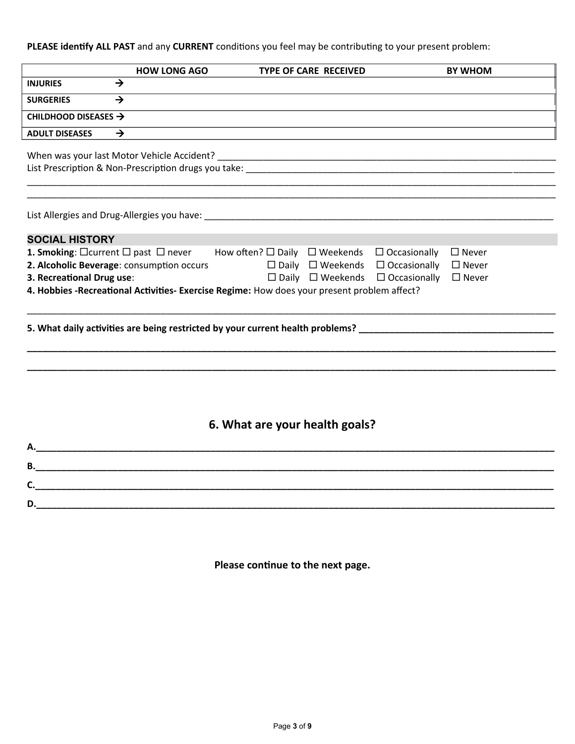**PLEASE identify ALL PAST** and any **CURRENT** conditions you feel may be contributing to your present problem:

| | HOW LONG AGO | TYPE OF CARE RECEIVED | BY WHOM |
|---|---|---|---|
| **INJURIES** → | | | |
| **SURGERIES** → | | | |
| **CHILDHOOD DISEASES** → | | | |
| **ADULT DISEASES** → | | | |

When was your last Motor Vehicle Accident? ____________________________________________

List Prescription & Non-Prescription drugs you take: ____________________________________________

____________________________________________

____________________________________________

List Allergies and Drug-Allergies you have: ____________________________________________

## SOCIAL HISTORY

**1. Smoking**: ☐current ☐ past ☐ never How often? ☐ Daily ☐ Weekends ☐ Occasionally ☐ Never

**2. Alcoholic Beverage**: consumption occurs ☐ Daily ☐ Weekends ☐ Occasionally ☐ Never

**3. Recreational Drug use**: ☐ Daily ☐ Weekends ☐ Occasionally ☐ Never

**4. Hobbies -Recreational Activities- Exercise Regime:** How does your present problem affect?

____________________________________________

**5. What daily activities are being restricted by your current health problems?** ____________________________________________

____________________________________________

____________________________________________

## 6. What are your health goals?

**A.**____________________________________________

**B.**____________________________________________

**C.**____________________________________________

**D.**____________________________________________

**Please continue to the next page.**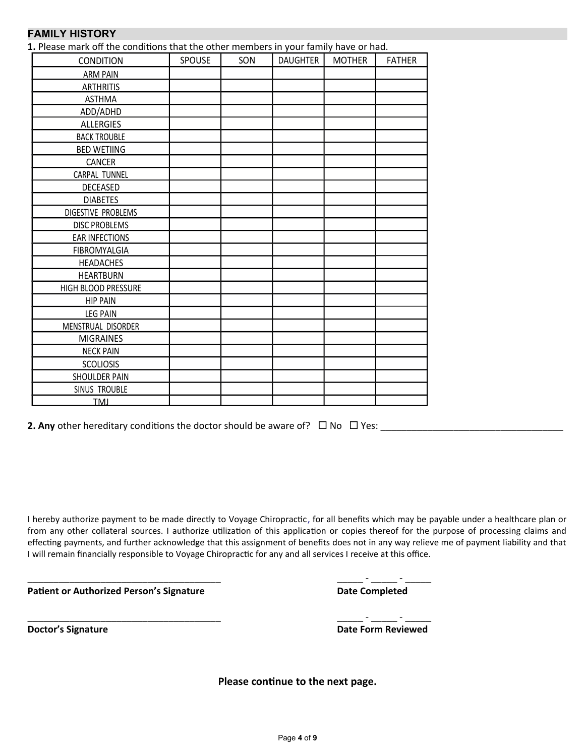## FAMILY HISTORY

**1.** Please mark off the conditions that the other members in your family have or had.

| CONDITION | SPOUSE | SON | DAUGHTER | MOTHER | FATHER |
|---|---|---|---|---|---|
| ARM PAIN | | | | | |
| ARTHRITIS | | | | | |
| ASTHMA | | | | | |
| ADD/ADHD | | | | | |
| ALLERGIES | | | | | |
| BACK TROUBLE | | | | | |
| BED WETIING | | | | | |
| CANCER | | | | | |
| CARPAL TUNNEL | | | | | |
| DECEASED | | | | | |
| DIABETES | | | | | |
| DIGESTIVE PROBLEMS | | | | | |
| DISC PROBLEMS | | | | | |
| EAR INFECTIONS | | | | | |
| FIBROMYALGIA | | | | | |
| HEADACHES | | | | | |
| HEARTBURN | | | | | |
| HIGH BLOOD PRESSURE | | | | | |
| HIP PAIN | | | | | |
| LEG PAIN | | | | | |
| MENSTRUAL DISORDER | | | | | |
| MIGRAINES | | | | | |
| NECK PAIN | | | | | |
| SCOLIOSIS | | | | | |
| SHOULDER PAIN | | | | | |
| SINUS TROUBLE | | | | | |
| TMJ | | | | | |

**2. Any** other hereditary conditions the doctor should be aware of? ☐ No ☐ Yes: ___________________________________

I hereby authorize payment to be made directly to Voyage Chiropractic, for all benefits which may be payable under a healthcare plan or from any other collateral sources. I authorize utilization of this application or copies thereof for the purpose of processing claims and effecting payments, and further acknowledge that this assignment of benefits does not in any way relieve me of payment liability and that I will remain financially responsible to Voyage Chiropractic for any and all services I receive at this office.

______________________________________ _____ - _____ - _____

**Patient or Authorized Person's Signature** **Date Completed**

______________________________________ _____ - _____ - _____

**Doctor's Signature** **Date Form Reviewed**

**Please continue to the next page.**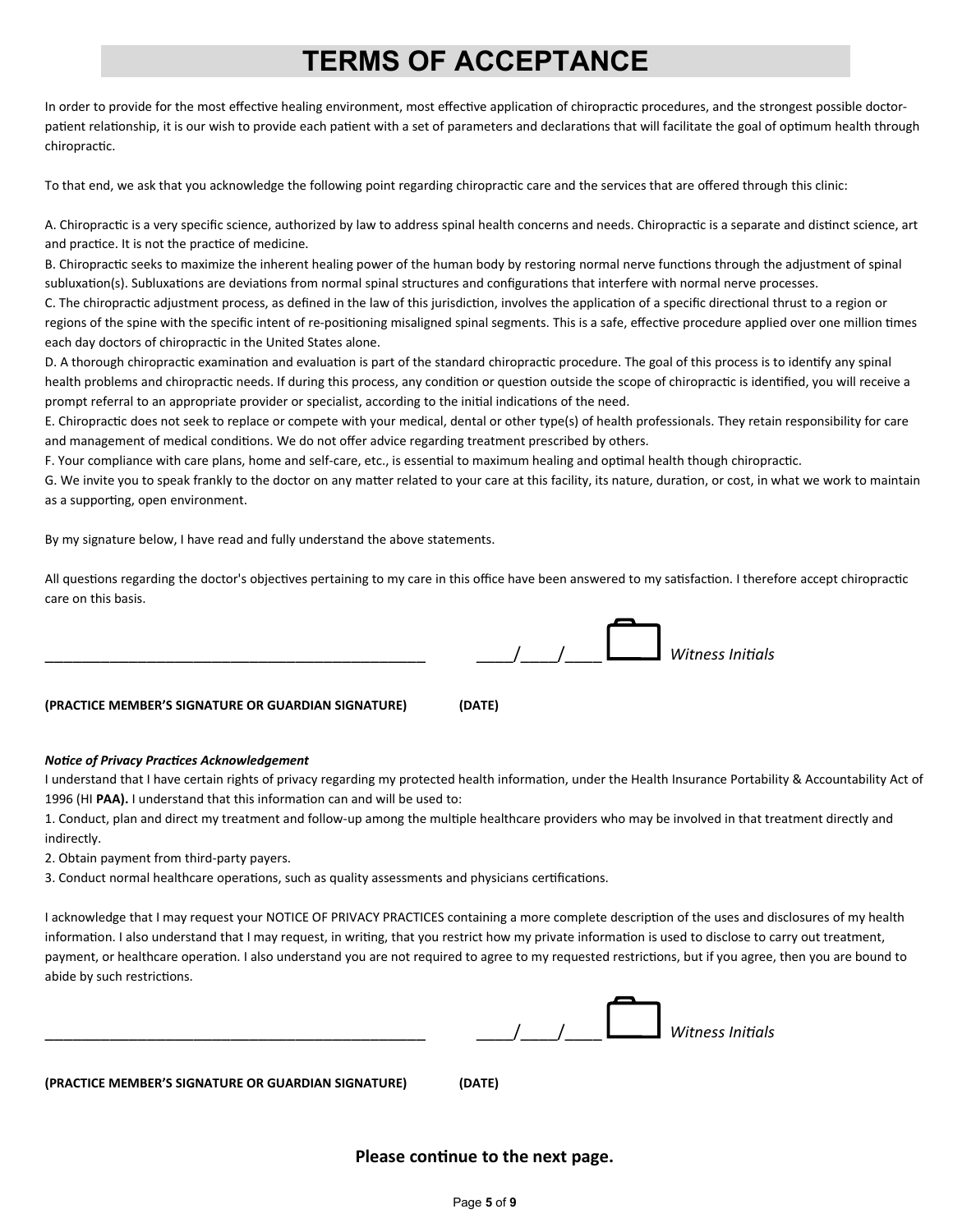# TERMS OF ACCEPTANCE

In order to provide for the most effective healing environment, most effective application of chiropractic procedures, and the strongest possible doctor-patient relationship, it is our wish to provide each patient with a set of parameters and declarations that will facilitate the goal of optimum health through chiropractic.

To that end, we ask that you acknowledge the following point regarding chiropractic care and the services that are offered through this clinic:

A. Chiropractic is a very specific science, authorized by law to address spinal health concerns and needs. Chiropractic is a separate and distinct science, art and practice. It is not the practice of medicine.
B. Chiropractic seeks to maximize the inherent healing power of the human body by restoring normal nerve functions through the adjustment of spinal subluxation(s). Subluxations are deviations from normal spinal structures and configurations that interfere with normal nerve processes.
C. The chiropractic adjustment process, as defined in the law of this jurisdiction, involves the application of a specific directional thrust to a region or regions of the spine with the specific intent of re-positioning misaligned spinal segments. This is a safe, effective procedure applied over one million times each day doctors of chiropractic in the United States alone.
D. A thorough chiropractic examination and evaluation is part of the standard chiropractic procedure. The goal of this process is to identify any spinal health problems and chiropractic needs. If during this process, any condition or question outside the scope of chiropractic is identified, you will receive a prompt referral to an appropriate provider or specialist, according to the initial indications of the need.
E. Chiropractic does not seek to replace or compete with your medical, dental or other type(s) of health professionals. They retain responsibility for care and management of medical conditions. We do not offer advice regarding treatment prescribed by others.
F. Your compliance with care plans, home and self-care, etc., is essential to maximum healing and optimal health though chiropractic.
G. We invite you to speak frankly to the doctor on any matter related to your care at this facility, its nature, duration, or cost, in what we work to maintain as a supporting, open environment.

By my signature below, I have read and fully understand the above statements.

All questions regarding the doctor's objectives pertaining to my care in this office have been answered to my satisfaction. I therefore accept chiropractic care on this basis.

_______________________________________________ ____/____/____ ☐ *Witness Initials*

**(PRACTICE MEMBER'S SIGNATURE OR GUARDIAN SIGNATURE)** **(DATE)**

***Notice of Privacy Practices Acknowledgement***

I understand that I have certain rights of privacy regarding my protected health information, under the Health Insurance Portability & Accountability Act of 1996 (HI **PAA).** I understand that this information can and will be used to:

1. Conduct, plan and direct my treatment and follow-up among the multiple healthcare providers who may be involved in that treatment directly and indirectly.
2. Obtain payment from third-party payers.
3. Conduct normal healthcare operations, such as quality assessments and physicians certifications.

I acknowledge that I may request your NOTICE OF PRIVACY PRACTICES containing a more complete description of the uses and disclosures of my health information. I also understand that I may request, in writing, that you restrict how my private information is used to disclose to carry out treatment, payment, or healthcare operation. I also understand you are not required to agree to my requested restrictions, but if you agree, then you are bound to abide by such restrictions.

_______________________________________________ ____/____/____ ☐ *Witness Initials*

**(PRACTICE MEMBER'S SIGNATURE OR GUARDIAN SIGNATURE)** **(DATE)**

**Please continue to the next page.**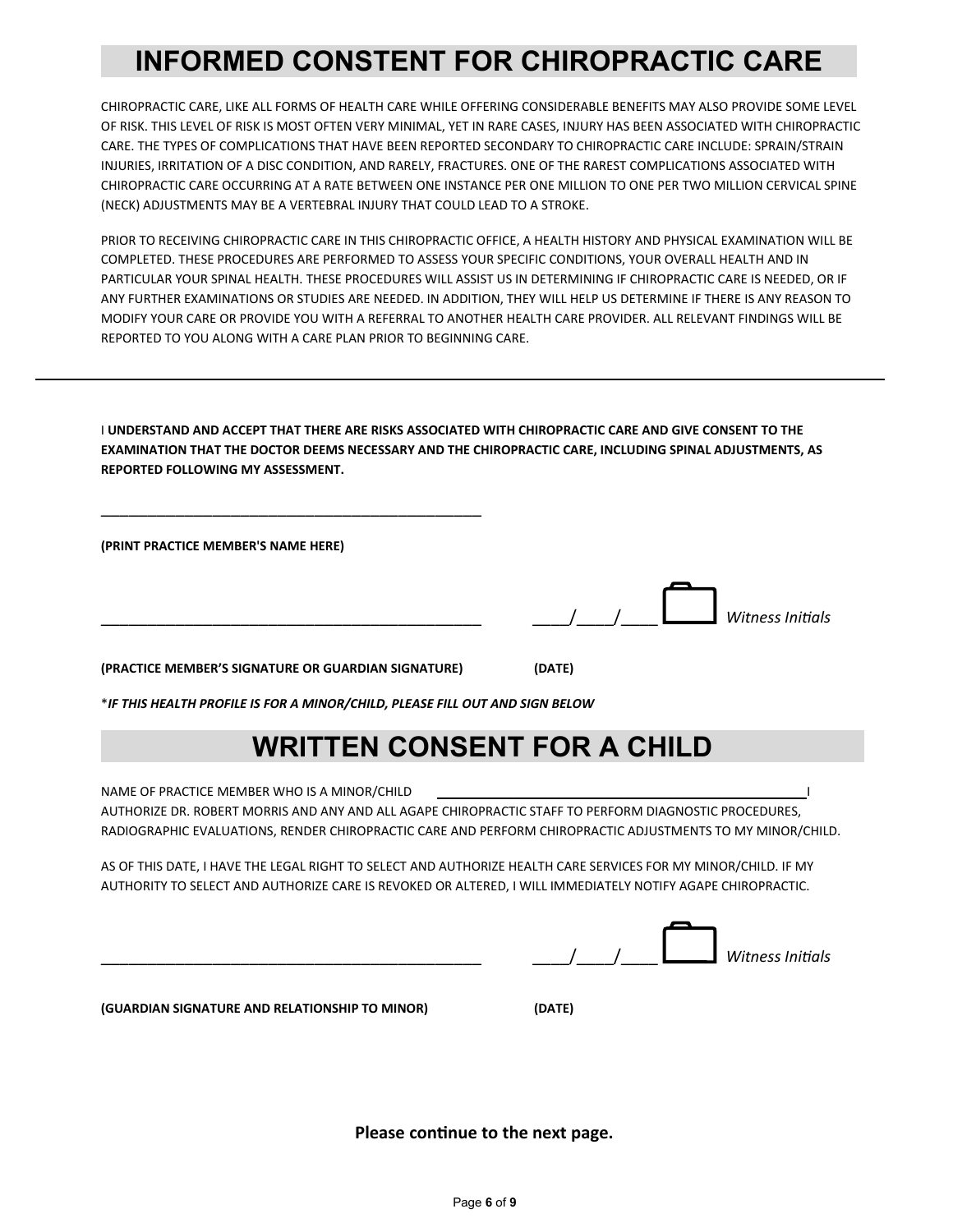# INFORMED CONSTENT FOR CHIROPRACTIC CARE

CHIROPRACTIC CARE, LIKE ALL FORMS OF HEALTH CARE WHILE OFFERING CONSIDERABLE BENEFITS MAY ALSO PROVIDE SOME LEVEL OF RISK. THIS LEVEL OF RISK IS MOST OFTEN VERY MINIMAL, YET IN RARE CASES, INJURY HAS BEEN ASSOCIATED WITH CHIROPRACTIC CARE. THE TYPES OF COMPLICATIONS THAT HAVE BEEN REPORTED SECONDARY TO CHIROPRACTIC CARE INCLUDE: SPRAIN/STRAIN INJURIES, IRRITATION OF A DISC CONDITION, AND RARELY, FRACTURES. ONE OF THE RAREST COMPLICATIONS ASSOCIATED WITH CHIROPRACTIC CARE OCCURRING AT A RATE BETWEEN ONE INSTANCE PER ONE MILLION TO ONE PER TWO MILLION CERVICAL SPINE (NECK) ADJUSTMENTS MAY BE A VERTEBRAL INJURY THAT COULD LEAD TO A STROKE.

PRIOR TO RECEIVING CHIROPRACTIC CARE IN THIS CHIROPRACTIC OFFICE, A HEALTH HISTORY AND PHYSICAL EXAMINATION WILL BE COMPLETED. THESE PROCEDURES ARE PERFORMED TO ASSESS YOUR SPECIFIC CONDITIONS, YOUR OVERALL HEALTH AND IN PARTICULAR YOUR SPINAL HEALTH. THESE PROCEDURES WILL ASSIST US IN DETERMINING IF CHIROPRACTIC CARE IS NEEDED, OR IF ANY FURTHER EXAMINATIONS OR STUDIES ARE NEEDED. IN ADDITION, THEY WILL HELP US DETERMINE IF THERE IS ANY REASON TO MODIFY YOUR CARE OR PROVIDE YOU WITH A REFERRAL TO ANOTHER HEALTH CARE PROVIDER. ALL RELEVANT FINDINGS WILL BE REPORTED TO YOU ALONG WITH A CARE PLAN PRIOR TO BEGINNING CARE.

---

I **UNDERSTAND AND ACCEPT THAT THERE ARE RISKS ASSOCIATED WITH CHIROPRACTIC CARE AND GIVE CONSENT TO THE EXAMINATION THAT THE DOCTOR DEEMS NECESSARY AND THE CHIROPRACTIC CARE, INCLUDING SPINAL ADJUSTMENTS, AS REPORTED FOLLOWING MY ASSESSMENT.**

_____________________________________________

**(PRINT PRACTICE MEMBER'S NAME HERE)**

_____________________________________________ ____/____/____ ☐ *Witness Initials*

**(PRACTICE MEMBER'S SIGNATURE OR GUARDIAN SIGNATURE)** **(DATE)**

\****IF THIS HEALTH PROFILE IS FOR A MINOR/CHILD, PLEASE FILL OUT AND SIGN BELOW***

# WRITTEN CONSENT FOR A CHILD

NAME OF PRACTICE MEMBER WHO IS A MINOR/CHILD _____________________________________________ I AUTHORIZE DR. ROBERT MORRIS AND ANY AND ALL AGAPE CHIROPRACTIC STAFF TO PERFORM DIAGNOSTIC PROCEDURES, RADIOGRAPHIC EVALUATIONS, RENDER CHIROPRACTIC CARE AND PERFORM CHIROPRACTIC ADJUSTMENTS TO MY MINOR/CHILD.

AS OF THIS DATE, I HAVE THE LEGAL RIGHT TO SELECT AND AUTHORIZE HEALTH CARE SERVICES FOR MY MINOR/CHILD. IF MY AUTHORITY TO SELECT AND AUTHORIZE CARE IS REVOKED OR ALTERED, I WILL IMMEDIATELY NOTIFY AGAPE CHIROPRACTIC.

_____________________________________________ ____/____/____ ☐ *Witness Initials*

**(GUARDIAN SIGNATURE AND RELATIONSHIP TO MINOR)** **(DATE)**

**Please continue to the next page.**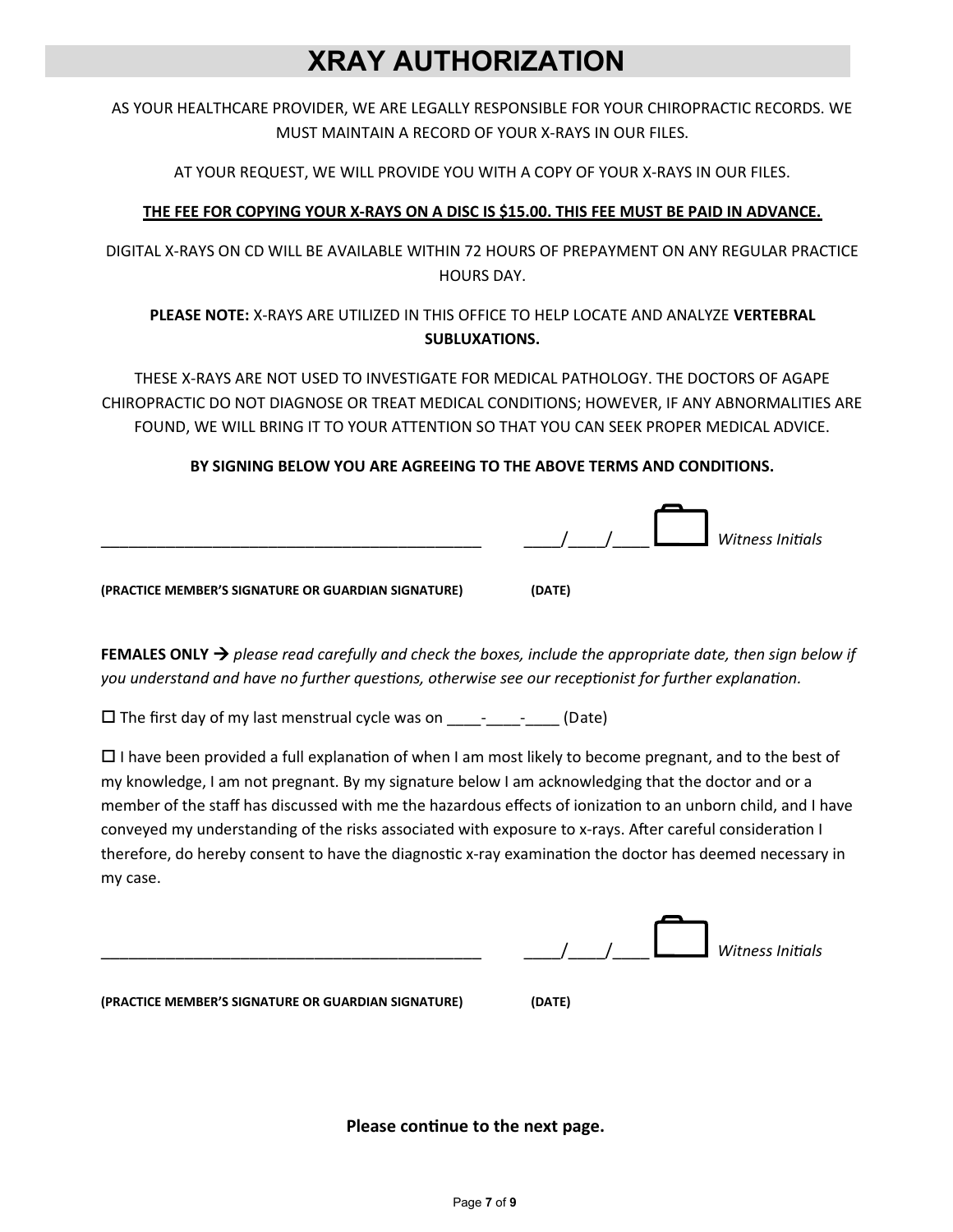# XRAY AUTHORIZATION

AS YOUR HEALTHCARE PROVIDER, WE ARE LEGALLY RESPONSIBLE FOR YOUR CHIROPRACTIC RECORDS. WE MUST MAINTAIN A RECORD OF YOUR X-RAYS IN OUR FILES.

AT YOUR REQUEST, WE WILL PROVIDE YOU WITH A COPY OF YOUR X-RAYS IN OUR FILES.

**THE FEE FOR COPYING YOUR X-RAYS ON A DISC IS $15.00. THIS FEE MUST BE PAID IN ADVANCE.**

DIGITAL X-RAYS ON CD WILL BE AVAILABLE WITHIN 72 HOURS OF PREPAYMENT ON ANY REGULAR PRACTICE HOURS DAY.

**PLEASE NOTE:** X-RAYS ARE UTILIZED IN THIS OFFICE TO HELP LOCATE AND ANALYZE **VERTEBRAL SUBLUXATIONS.**

THESE X-RAYS ARE NOT USED TO INVESTIGATE FOR MEDICAL PATHOLOGY. THE DOCTORS OF AGAPE CHIROPRACTIC DO NOT DIAGNOSE OR TREAT MEDICAL CONDITIONS; HOWEVER, IF ANY ABNORMALITIES ARE FOUND, WE WILL BRING IT TO YOUR ATTENTION SO THAT YOU CAN SEEK PROPER MEDICAL ADVICE.

**BY SIGNING BELOW YOU ARE AGREEING TO THE ABOVE TERMS AND CONDITIONS.**

_____________________________________________ ____/____/____ ☐ *Witness Initials*

**(PRACTICE MEMBER'S SIGNATURE OR GUARDIAN SIGNATURE)** **(DATE)**

**FEMALES ONLY →** *please read carefully and check the boxes, include the appropriate date, then sign below if you understand and have no further questions, otherwise see our receptionist for further explanation.*

☐ The first day of my last menstrual cycle was on ____-____-____ (Date)

☐ I have been provided a full explanation of when I am most likely to become pregnant, and to the best of my knowledge, I am not pregnant. By my signature below I am acknowledging that the doctor and or a member of the staff has discussed with me the hazardous effects of ionization to an unborn child, and I have conveyed my understanding of the risks associated with exposure to x-rays. After careful consideration I therefore, do hereby consent to have the diagnostic x-ray examination the doctor has deemed necessary in my case.

_____________________________________________ ____/____/____ ☐ *Witness Initials*

**(PRACTICE MEMBER'S SIGNATURE OR GUARDIAN SIGNATURE)** **(DATE)**

**Please continue to the next page.**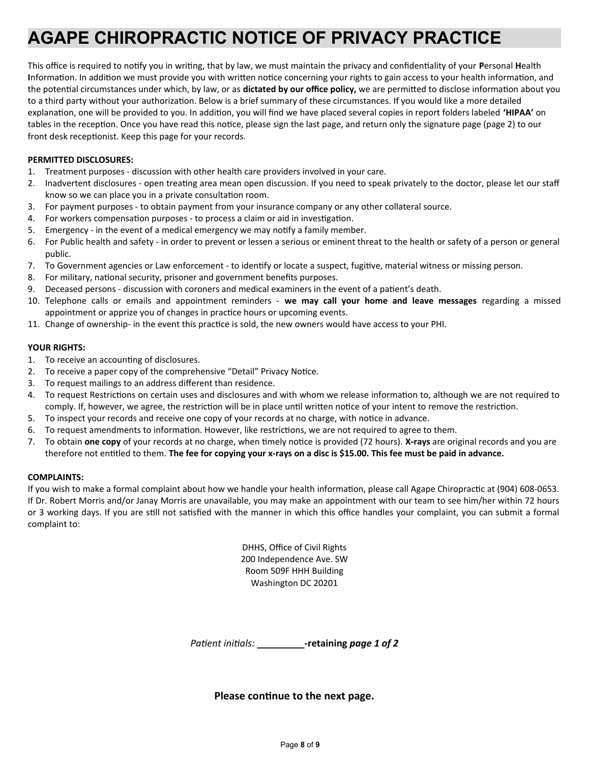# AGAPE CHIROPRACTIC NOTICE OF PRIVACY PRACTICE

This office is required to notify you in writing, that by law, we must maintain the privacy and confidentiality of your **P**ersonal **H**ealth **I**nformation. In addition we must provide you with written notice concerning your rights to gain access to your health information, and the potential circumstances under which, by law, or as **dictated by our office policy,** we are permitted to disclose information about you to a third party without your authorization. Below is a brief summary of these circumstances. If you would like a more detailed explanation, one will be provided to you. In addition, you will find we have placed several copies in report folders labeled **'HIPAA'** on tables in the reception. Once you have read this notice, please sign the last page, and return only the signature page (page 2) to our front desk receptionist. Keep this page for your records.

**PERMITTED DISCLOSURES:**

1. Treatment purposes - discussion with other health care providers involved in your care.
2. Inadvertent disclosures - open treating area mean open discussion. If you need to speak privately to the doctor, please let our staff know so we can place you in a private consultation room.
3. For payment purposes - to obtain payment from your insurance company or any other collateral source.
4. For workers compensation purposes - to process a claim or aid in investigation.
5. Emergency - in the event of a medical emergency we may notify a family member.
6. For Public health and safety - in order to prevent or lessen a serious or eminent threat to the health or safety of a person or general public.
7. To Government agencies or Law enforcement - to identify or locate a suspect, fugitive, material witness or missing person.
8. For military, national security, prisoner and government benefits purposes.
9. Deceased persons - discussion with coroners and medical examiners in the event of a patient's death.
10. Telephone calls or emails and appointment reminders - **we may call your home and leave messages** regarding a missed appointment or apprize you of changes in practice hours or upcoming events.
11. Change of ownership- in the event this practice is sold, the new owners would have access to your PHI.

**YOUR RIGHTS:**

1. To receive an accounting of disclosures.
2. To receive a paper copy of the comprehensive "Detail" Privacy Notice.
3. To request mailings to an address different than residence.
4. To request Restrictions on certain uses and disclosures and with whom we release information to, although we are not required to comply. If, however, we agree, the restriction will be in place until written notice of your intent to remove the restriction.
5. To inspect your records and receive one copy of your records at no charge, with notice in advance.
6. To request amendments to information. However, like restrictions, we are not required to agree to them.
7. To obtain **one copy** of your records at no charge, when timely notice is provided (72 hours). **X-rays** are original records and you are therefore not entitled to them. **The fee for copying your x-rays on a disc is $15.00. This fee must be paid in advance.**

**COMPLAINTS:**

If you wish to make a formal complaint about how we handle your health information, please call Agape Chiropractic at (904) 608-0653. If Dr. Robert Morris and/or Janay Morris are unavailable, you may make an appointment with our team to see him/her within 72 hours or 3 working days. If you are still not satisfied with the manner in which this office handles your complaint, you can submit a formal complaint to:

DHHS, Office of Civil Rights
200 Independence Ave. SW
Room 509F HHH Building
Washington DC 20201

*Patient initials:* **_________-retaining *page 1 of 2***

**Please continue to the next page.**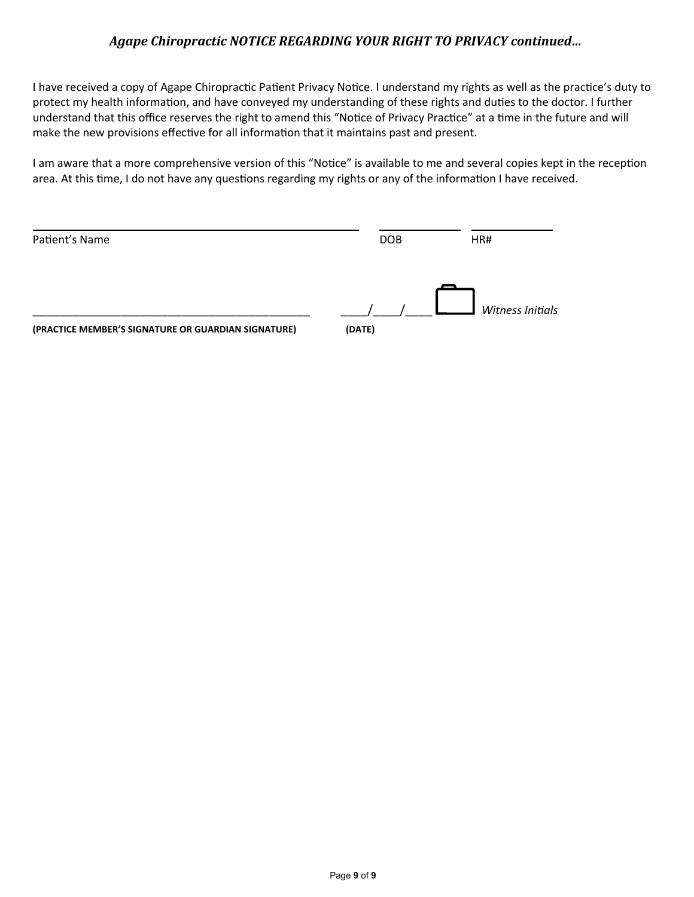### *Agape Chiropractic NOTICE REGARDING YOUR RIGHT TO PRIVACY continued…*

I have received a copy of Agape Chiropractic Patient Privacy Notice. I understand my rights as well as the practice's duty to protect my health information, and have conveyed my understanding of these rights and duties to the doctor. I further understand that this office reserves the right to amend this "Notice of Privacy Practice" at a time in the future and will make the new provisions effective for all information that it maintains past and present.

I am aware that a more comprehensive version of this "Notice" is available to me and several copies kept in the reception area. At this time, I do not have any questions regarding my rights or any of the information I have received.

______________________________________________ ____________ ____________

Patient's Name DOB HR#

______________________________________________ ____/____/____ [ ] *Witness Initials*

**(PRACTICE MEMBER'S SIGNATURE OR GUARDIAN SIGNATURE)** **(DATE)**